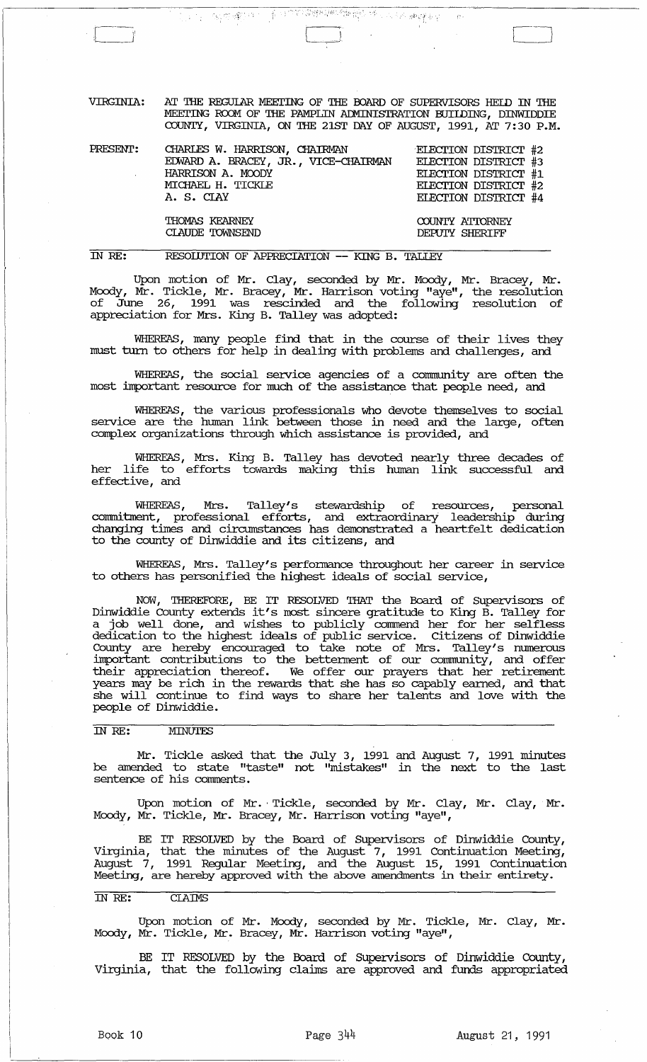VIRGINIA: AT THE REGULAR MEETING OF THE BOARD OF SUPERVISORS HELD IN THE MEETING ROOM OF THE PAMPLIN ADMINISTRATION BUILDING, DINWIDDIE COUNTY, VIRGINIA, ON THE 21ST DAY OF AUGUST, 1991, AT 7:30 P.M.

| PRESENT: | | |
|---|---|---|
| | CHARLES W. HARRISON, CHAIRMAN | ELECTION DISTRICT #2 |
| | EDWARD A. BRACEY, JR., VICE-CHAIRMAN | ELECTION DISTRICT #3 |
| | HARRISON A. MOODY | ELECTION DISTRICT #1 |
| | MICHAEL H. TICKLE | ELECTION DISTRICT #2 |
| | A. S. CLAY | ELECTION DISTRICT #4 |
| | THOMAS KEARNEY | COUNTY ATTORNEY |
| | CLAUDE TOWNSEND | DEPUTY SHERIFF |

IN RE: RESOLUTION OF APPRECIATION -- KING B. TALLEY

Upon motion of Mr. Clay, seconded by Mr. Moody, Mr. Bracey, Mr. Moody, Mr. Tickle, Mr. Bracey, Mr. Harrison voting "aye", the resolution of June 26, 1991 was rescinded and the following resolution of appreciation for Mrs. King B. Talley was adopted:

WHEREAS, many people find that in the course of their lives they must turn to others for help in dealing with problems and challenges, and

WHEREAS, the social service agencies of a community are often the most important resource for much of the assistance that people need, and

WHEREAS, the various professionals who devote themselves to social service are the human link between those in need and the large, often complex organizations through which assistance is provided, and

WHEREAS, Mrs. King B. Talley has devoted nearly three decades of her life to efforts towards making this human link successful and effective, and

WHEREAS, Mrs. Talley's stewardship of resources, personal commitment, professional efforts, and extraordinary leadership during changing times and circumstances has demonstrated a heartfelt dedication to the county of Dinwiddie and its citizens, and

WHEREAS, Mrs. Talley's performance throughout her career in service to others has personified the highest ideals of social service,

NOW, THEREFORE, BE IT RESOLVED THAT the Board of Supervisors of Dinwiddie County extends it's most sincere gratitude to King B. Talley for a job well done, and wishes to publicly commend her for her selfless dedication to the highest ideals of public service. Citizens of Dinwiddie County are hereby encouraged to take note of Mrs. Talley's numerous important contributions to the betterment of our community, and offer their appreciation thereof. We offer our prayers that her retirement years may be rich in the rewards that she has so capably earned, and that she will continue to find ways to share her talents and love with the people of Dinwiddie.

IN RE: MINUTES

Mr. Tickle asked that the July 3, 1991 and August 7, 1991 minutes be amended to state "taste" not "mistakes" in the next to the last sentence of his comments.

Upon motion of Mr. Tickle, seconded by Mr. Clay, Mr. Clay, Mr. Moody, Mr. Tickle, Mr. Bracey, Mr. Harrison voting "aye",

BE IT RESOLVED by the Board of Supervisors of Dinwiddie County, Virginia, that the minutes of the August 7, 1991 Continuation Meeting, August 7, 1991 Regular Meeting, and the August 15, 1991 Continuation Meeting, are hereby approved with the above amendments in their entirety.

IN RE: CLAIMS

Upon motion of Mr. Moody, seconded by Mr. Tickle, Mr. Clay, Mr. Moody, Mr. Tickle, Mr. Bracey, Mr. Harrison voting "aye",

BE IT RESOLVED by the Board of Supervisors of Dinwiddie County, Virginia, that the following claims are approved and funds appropriated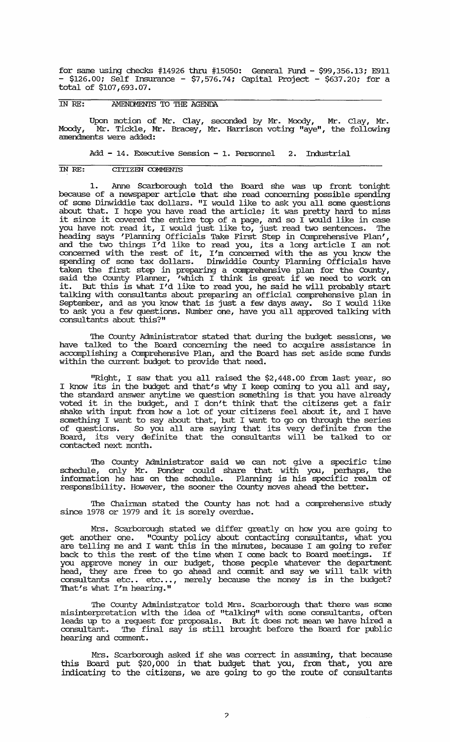for same using checks #14926 thru #15050: General Fund - $99,356.13; E911 - $126.00; Self Insurance - $7,576.74; Capital Project - $637.20; for a total of $107,693.07.

IN RE: AMENDMENTS TO THE AGENDA

Upon motion of Mr. Clay, seconded by Mr. Moody, Mr. Clay, Mr. Moody, Mr. Tickle, Mr. Bracey, Mr. Harrison voting "aye", the following amendments were added:

Add - 14. Executive Session - 1. Personnel 2. Industrial

IN RE: CITIZEN COMMENTS

1. Anne Scarborough told the Board she was up front tonight because of a newspaper article that she read concerning possible spending of some Dinwiddie tax dollars. "I would like to ask you all some questions about that. I hope you have read the article; it was pretty hard to miss it since it covered the entire top of a page, and so I would like in case you have not read it, I would just like to, just read two sentences. The heading says 'Planning Officials Take First Step in Comprehensive Plan', and the two things I'd like to read you, its a long article I am not concerned with the rest of it, I'm concerned with the as you know the spending of some tax dollars. Dinwiddie County Planning Officials have taken the first step in preparing a comprehensive plan for the County, said the County Planner, 'which I think is great if we need to work on it. But this is what I'd like to read you, he said he will probably start talking with consultants about preparing an official comprehensive plan in September, and as you know that is just a few days away. So I would like to ask you a few questions. Number one, have you all approved talking with consultants about this?"

The County Administrator stated that during the budget sessions, we have talked to the Board concerning the need to acquire assistance in accomplishing a Comprehensive Plan, and the Board has set aside some funds within the current budget to provide that need.

"Right, I saw that you all raised the $2,448.00 from last year, so I know its in the budget and that's why I keep coming to you all and say, the standard answer anytime we question something is that you have already voted it in the budget, and I don't think that the citizens get a fair shake with input from how a lot of your citizens feel about it, and I have something I want to say about that, but I want to go on through the series of questions. So you all are saying that its very definite from the Board, its very definite that the consultants will be talked to or contacted next month.

The County Administrator said we can not give a specific time schedule, only Mr. Ponder could share that with you, perhaps, the information he has on the schedule. Planning is his specific realm of responsibility. However, the sooner the County moves ahead the better.

The Chairman stated the County has not had a comprehensive study since 1978 or 1979 and it is sorely overdue.

Mrs. Scarborough stated we differ greatly on how you are going to get another one. "County policy about contacting consultants, what you are telling me and I want this in the minutes, because I am going to refer back to this the rest of the time when I come back to Board meetings. If you approve money in our budget, those people whatever the department head, they are free to go ahead and commit and say we will talk with consultants etc.. etc..., merely because the money is in the budget? That's what I'm hearing."

The County Administrator told Mrs. Scarborough that there was some misinterpretation with the idea of "talking" with some consultants, often leads up to a request for proposals. But it does not mean we have hired a consultant. The final say is still brought before the Board for public hearing and comment.

Mrs. Scarborough asked if she was correct in assuming, that because this Board put $20,000 in that budget that you, from that, you are indicating to the citizens, we are going to go the route of consultants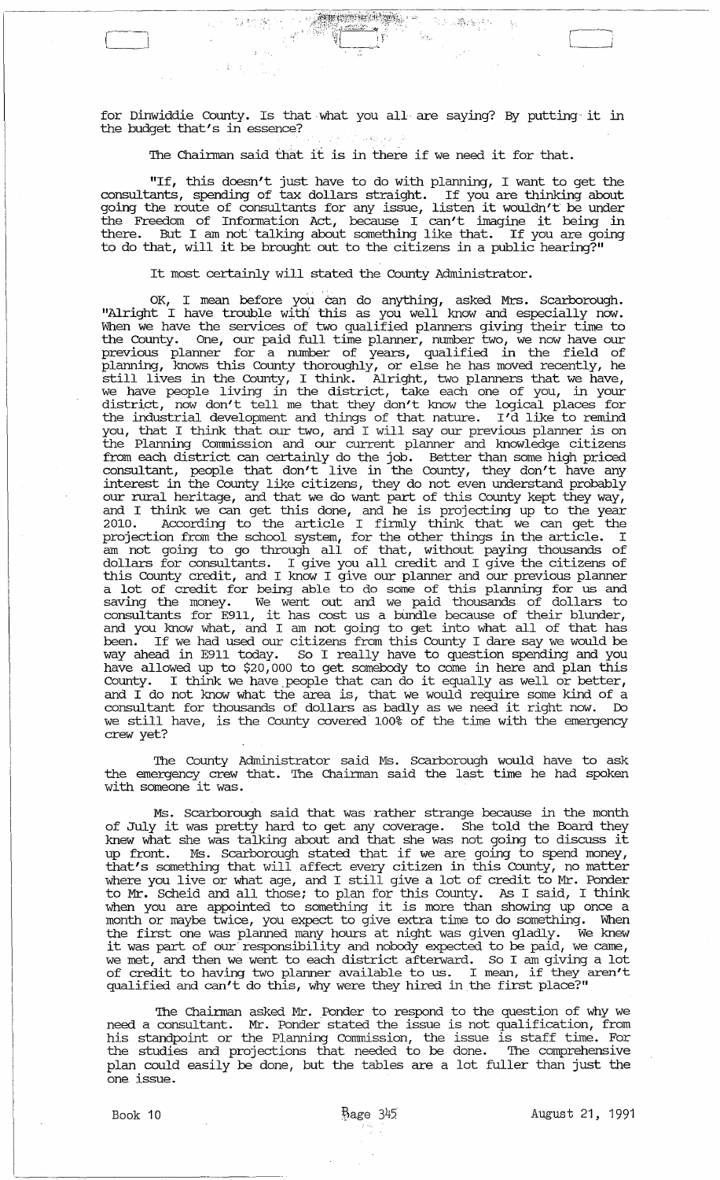for Dinwiddie County. Is that what you all are saying? By putting it in the budget that's in essence?

The Chairman said that it is in there if we need it for that.

"If, this doesn't just have to do with planning, I want to get the consultants, spending of tax dollars straight. If you are thinking about going the route of consultants for any issue, listen it wouldn't be under the Freedom of Information Act, because I can't imagine it being in there. But I am not talking about something like that. If you are going to do that, will it be brought out to the citizens in a public hearing?"

It most certainly will stated the County Administrator.

OK, I mean before you can do anything, asked Mrs. Scarborough. "Alright I have trouble with this as you well know and especially now. When we have the services of two qualified planners giving their time to the County. One, our paid full time planner, number two, we now have our previous planner for a number of years, qualified in the field of planning, knows this County thoroughly, or else he has moved recently, he still lives in the County, I think. Alright, two planners that we have, we have people living in the district, take each one of you, in your district, now don't tell me that they don't know the logical places for the industrial development and things of that nature. I'd like to remind you, that I think that our two, and I will say our previous planner is on the Planning Commission and our current planner and knowledge citizens from each district can certainly do the job. Better than some high priced consultant, people that don't live in the County, they don't have any interest in the County like citizens, they do not even understand probably our rural heritage, and that we do want part of this County kept they way, and I think we can get this done, and he is projecting up to the year 2010. According to the article I firmly think that we can get the projection from the school system, for the other things in the article. I am not going to go through all of that, without paying thousands of dollars for consultants. I give you all credit and I give the citizens of this County credit, and I know I give our planner and our previous planner a lot of credit for being able to do some of this planning for us and saving the money. We went out and we paid thousands of dollars to consultants for E911, it has cost us a bundle because of their blunder, and you know what, and I am not going to get into what all of that has been. If we had used our citizens from this County I dare say we would be way ahead in E911 today. So I really have to question spending and you have allowed up to $20,000 to get somebody to come in here and plan this County. I think we have people that can do it equally as well or better, and I do not know what the area is, that we would require some kind of a consultant for thousands of dollars as badly as we need it right now. Do we still have, is the County covered 100% of the time with the emergency crew yet?

The County Administrator said Ms. Scarborough would have to ask the emergency crew that. The Chairman said the last time he had spoken with someone it was.

Ms. Scarborough said that was rather strange because in the month of July it was pretty hard to get any coverage. She told the Board they knew what she was talking about and that she was not going to discuss it up front. Ms. Scarborough stated that if we are going to spend money, that's something that will affect every citizen in this County, no matter where you live or what age, and I still give a lot of credit to Mr. Ponder to Mr. Scheid and all those; to plan for this County. As I said, I think when you are appointed to something it is more than showing up once a month or maybe twice, you expect to give extra time to do something. When the first one was planned many hours at night was given gladly. We knew it was part of our responsibility and nobody expected to be paid, we came, we met, and then we went to each district afterward. So I am giving a lot of credit to having two planner available to us. I mean, if they aren't qualified and can't do this, why were they hired in the first place?"

The Chairman asked Mr. Ponder to respond to the question of why we need a consultant. Mr. Ponder stated the issue is not qualification, from his standpoint or the Planning Commission, the issue is staff time. For the studies and projections that needed to be done. The comprehensive plan could easily be done, but the tables are a lot fuller than just the one issue.

Book 10 | Page 345 | August 21, 1991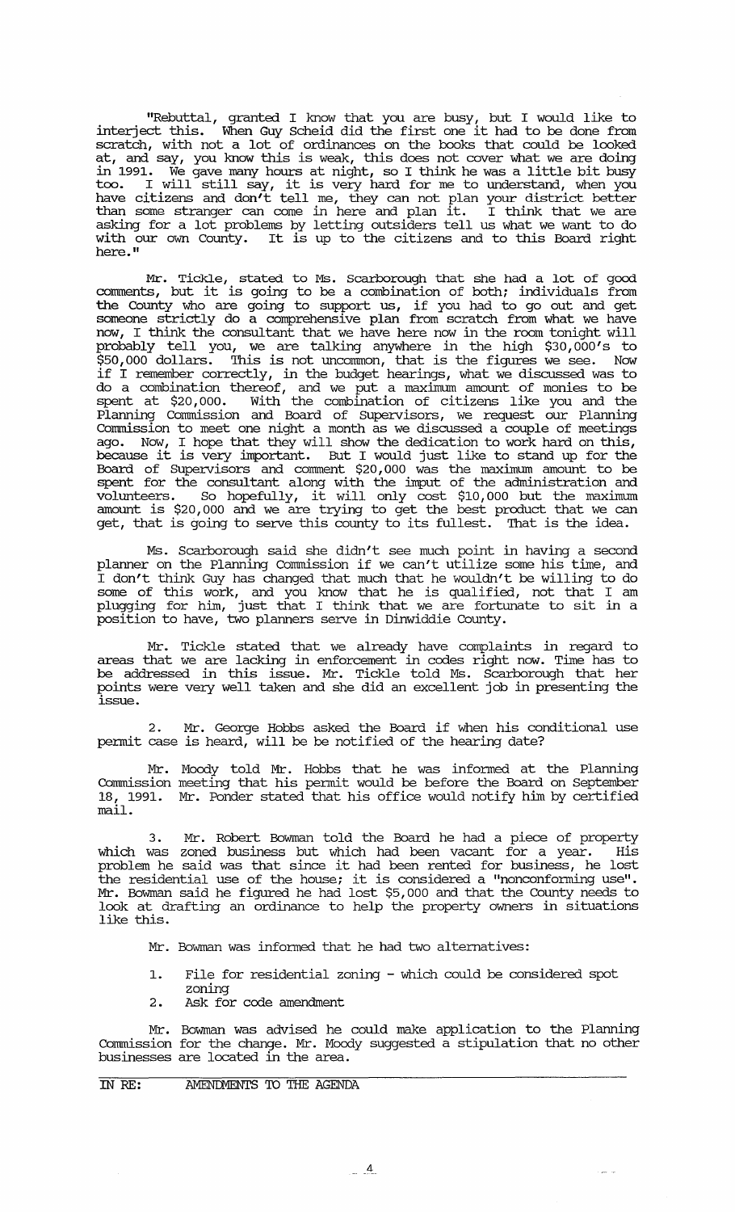"Rebuttal, granted I know that you are busy, but I would like to interject this. When Guy Scheid did the first one it had to be done from scratch, with not a lot of ordinances on the books that could be looked at, and say, you know this is weak, this does not cover what we are doing in 1991. We gave many hours at night, so I think he was a little bit busy too. I will still say, it is very hard for me to understand, when you have citizens and don't tell me, they can not plan your district better than some stranger can come in here and plan it. I think that we are asking for a lot problems by letting outsiders tell us what we want to do with our own County. It is up to the citizens and to this Board right here."

Mr. Tickle, stated to Ms. Scarborough that she had a lot of good comments, but it is going to be a combination of both; individuals from the County who are going to support us, if you had to go out and get someone strictly do a comprehensive plan from scratch from what we have now, I think the consultant that we have here now in the room tonight will probably tell you, we are talking anywhere in the high \$30,000's to \$50,000 dollars. This is not uncommon, that is the figures we see. Now if I remember correctly, in the budget hearings, what we discussed was to do a combination thereof, and we put a maximum amount of monies to be spent at \$20,000. With the combination of citizens like you and the Planning Commission and Board of Supervisors, we request our Planning Commission to meet one night a month as we discussed a couple of meetings ago. Now, I hope that they will show the dedication to work hard on this, because it is very important. But I would just like to stand up for the Board of Supervisors and comment \$20,000 was the maximum amount to be spent for the consultant along with the input of the administration and volunteers. So hopefully, it will only cost \$10,000 but the maximum amount is \$20,000 and we are trying to get the best product that we can get, that is going to serve this county to its fullest. That is the idea.

Ms. Scarborough said she didn't see much point in having a second planner on the Planning Commission if we can't utilize some his time, and I don't think Guy has changed that much that he wouldn't be willing to do some of this work, and you know that he is qualified, not that I am plugging for him, just that I think that we are fortunate to sit in a position to have, two planners serve in Dinwiddie County.

Mr. Tickle stated that we already have complaints in regard to areas that we are lacking in enforcement in codes right now. Time has to be addressed in this issue. Mr. Tickle told Ms. Scarborough that her points were very well taken and she did an excellent job in presenting the issue.

2. Mr. George Hobbs asked the Board if when his conditional use permit case is heard, will be be notified of the hearing date?

Mr. Moody told Mr. Hobbs that he was informed at the Planning Commission meeting that his permit would be before the Board on September 18, 1991. Mr. Ponder stated that his office would notify him by certified mail.

3. Mr. Robert Bowman told the Board he had a piece of property which was zoned business but which had been vacant for a year. His problem he said was that since it had been rented for business, he lost the residential use of the house; it is considered a "nonconforming use". Mr. Bowman said he figured he had lost \$5,000 and that the County needs to look at drafting an ordinance to help the property owners in situations like this.

Mr. Bowman was informed that he had two alternatives:

1. File for residential zoning - which could be considered spot zoning
2. Ask for code amendment

Mr. Bowman was advised he could make application to the Planning Commission for the change. Mr. Moody suggested a stipulation that no other businesses are located in the area.

IN RE: AMENDMENTS TO THE AGENDA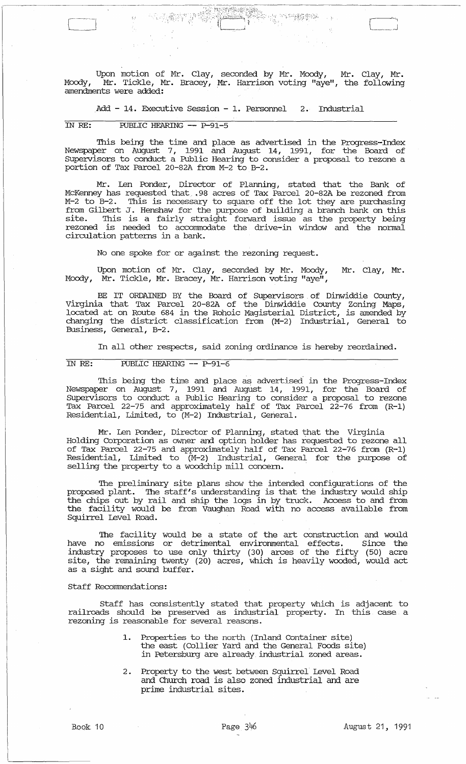Upon motion of Mr. Clay, seconded by Mr. Moody, Mr. Clay, Mr. Moody, Mr. Tickle, Mr. Bracey, Mr. Harrison voting "aye", the following amendments were added:

Add - 14. Executive Session - 1. Personnel 2. Industrial

IN RE: PUBLIC HEARING -- P-91-5

This being the time and place as advertised in the Progress-Index Newspaper on August 7, 1991 and August 14, 1991, for the Board of Supervisors to conduct a Public Hearing to consider a proposal to rezone a portion of Tax Parcel 20-82A from M-2 to B-2.

Mr. Len Ponder, Director of Planning, stated that the Bank of McKenney has requested that .98 acres of Tax Parcel 20-82A be rezoned from M-2 to B-2. This is necessary to square off the lot they are purchasing from Gilbert J. Henshaw for the purpose of building a branch bank on this site. This is a fairly straight forward issue as the property being rezoned is needed to accommodate the drive-in window and the normal circulation patterns in a bank.

No one spoke for or against the rezoning request.

Upon motion of Mr. Clay, seconded by Mr. Moody, Mr. Clay, Mr. Moody, Mr. Tickle, Mr. Bracey, Mr. Harrison voting "aye",

BE IT ORDAINED BY the Board of Supervisors of Dinwiddie County, Virginia that Tax Parcel 20-82A of the Dinwiddie County Zoning Maps, located at on Route 684 in the Rohoic Magisterial District, is amended by changing the district classification from (M-2) Industrial, General to Business, General, B-2.

In all other respects, said zoning ordinance is hereby reordained.

IN RE: PUBLIC HEARING -- P-91-6

This being the time and place as advertised in the Progress-Index Newspaper on August 7, 1991 and August 14, 1991, for the Board of Supervisors to conduct a Public Hearing to consider a proposal to rezone Tax Parcel 22-75 and approximately half of Tax Parcel 22-76 from (R-1) Residential, Limited, to (M-2) Industrial, General.

Mr. Len Ponder, Director of Planning, stated that the Virginia Holding Corporation as owner and option holder has requested to rezone all of Tax Parcel 22-75 and approximately half of Tax Parcel 22-76 from (R-1) Residential, Limited to (M-2) Industrial, General for the purpose of selling the property to a woodchip mill concern.

The preliminary site plans show the intended configurations of the proposed plant. The staff's understanding is that the industry would ship the chips out by rail and ship the logs in by truck. Access to and from the facility would be from Vaughan Road with no access available from Squirrel Level Road.

The facility would be a state of the art construction and would have no emissions or detrimental environmental effects. Since the industry proposes to use only thirty (30) arces of the fifty (50) acre site, the remaining twenty (20) acres, which is heavily wooded, would act as a sight and sound buffer.

Staff Recommendations:

Staff has consistently stated that property which is adjacent to railroads should be preserved as industrial property. In this case a rezoning is reasonable for several reasons.

1. Properties to the north (Inland Container site) the east (Collier Yard and the General Foods site) in Petersburg are already industrial zoned areas.
2. Property to the west between Squirrel Level Road and Church road is also zoned industrial and are prime industrial sites.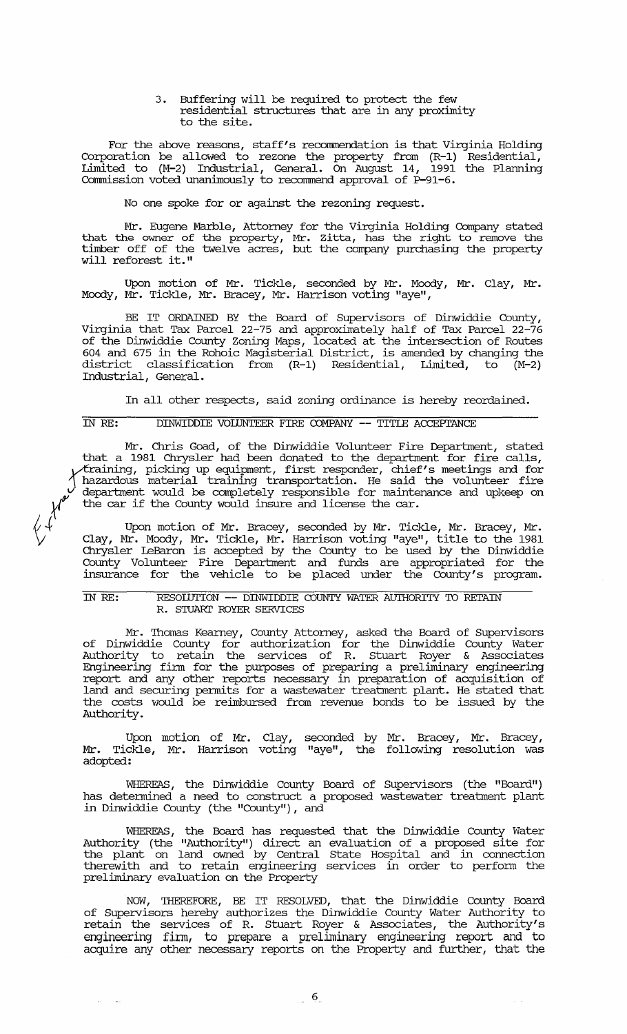3. Buffering will be required to protect the few residential structures that are in any proximity to the site.

For the above reasons, staff's recommendation is that Virginia Holding Corporation be allowed to rezone the property from (R-1) Residential, Limited to (M-2) Industrial, General. On August 14, 1991 the Planning Commission voted unanimously to recommend approval of P-91-6.

No one spoke for or against the rezoning request.

Mr. Eugene Marble, Attorney for the Virginia Holding Company stated that the owner of the property, Mr. Zitta, has the right to remove the timber off of the twelve acres, but the company purchasing the property will reforest it."

Upon motion of Mr. Tickle, seconded by Mr. Moody, Mr. Clay, Mr. Moody, Mr. Tickle, Mr. Bracey, Mr. Harrison voting "aye",

BE IT ORDAINED BY the Board of Supervisors of Dinwiddie County, Virginia that Tax Parcel 22-75 and approximately half of Tax Parcel 22-76 of the Dinwiddie County Zoning Maps, located at the intersection of Routes 604 and 675 in the Rohoic Magisterial District, is amended by changing the district classification from (R-1) Residential, Limited, to (M-2) Industrial, General.

In all other respects, said zoning ordinance is hereby reordained.

IN RE: DINWIDDIE VOLUNTEER FIRE COMPANY -- TITLE ACCEPTANCE

Mr. Chris Goad, of the Dinwiddie Volunteer Fire Department, stated that a 1981 Chrysler had been donated to the department for fire calls, training, picking up equipment, first responder, chief's meetings and for hazardous material training transportation. He said the volunteer fire department would be completely responsible for maintenance and upkeep on the car if the County would insure and license the car.

Upon motion of Mr. Bracey, seconded by Mr. Tickle, Mr. Bracey, Mr. Clay, Mr. Moody, Mr. Tickle, Mr. Harrison voting "aye", title to the 1981 Chrysler LeBaron is accepted by the County to be used by the Dinwiddie County Volunteer Fire Department and funds are appropriated for the insurance for the vehicle to be placed under the County's program.

IN RE: RESOLUTION -- DINWIDDIE COUNTY WATER AUTHORITY TO RETAIN R. STUART ROYER SERVICES

Mr. Thomas Kearney, County Attorney, asked the Board of Supervisors of Dinwiddie County for authorization for the Dinwiddie County Water Authority to retain the services of R. Stuart Royer & Associates Engineering firm for the purposes of preparing a preliminary engineering report and any other reports necessary in preparation of acquisition of land and securing permits for a wastewater treatment plant. He stated that the costs would be reimbursed from revenue bonds to be issued by the Authority.

Upon motion of Mr. Clay, seconded by Mr. Bracey, Mr. Bracey, Mr. Tickle, Mr. Harrison voting "aye", the following resolution was adopted:

WHEREAS, the Dinwiddie County Board of Supervisors (the "Board") has determined a need to construct a proposed wastewater treatment plant in Dinwiddie County (the "County"), and

WHEREAS, the Board has requested that the Dinwiddie County Water Authority (the "Authority") direct an evaluation of a proposed site for the plant on land owned by Central State Hospital and in connection therewith and to retain engineering services in order to perform the preliminary evaluation on the Property

NOW, THEREFORE, BE IT RESOLVED, that the Dinwiddie County Board of Supervisors hereby authorizes the Dinwiddie County Water Authority to retain the services of R. Stuart Royer & Associates, the Authority's engineering firm, to prepare a preliminary engineering report and to acquire any other necessary reports on the Property and further, that the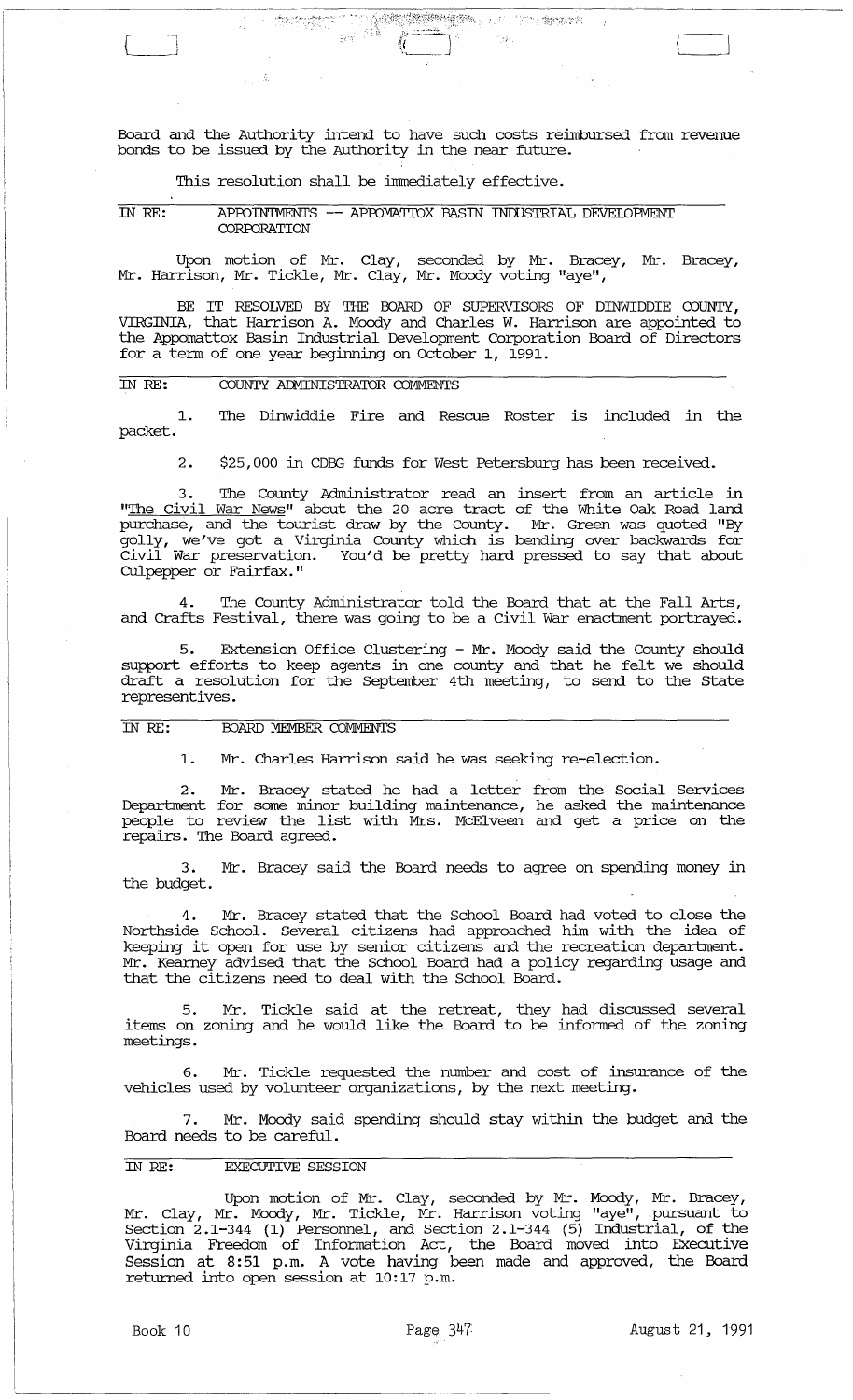Board and the Authority intend to have such costs reimbursed from revenue bonds to be issued by the Authority in the near future.

This resolution shall be immediately effective.

IN RE: APPOINTMENTS -- APPOMATTOX BASIN INDUSTRIAL DEVELOPMENT CORPORATION

Upon motion of Mr. Clay, seconded by Mr. Bracey, Mr. Bracey, Mr. Harrison, Mr. Tickle, Mr. Clay, Mr. Moody voting "aye",

BE IT RESOLVED BY THE BOARD OF SUPERVISORS OF DINWIDDIE COUNTY, VIRGINIA, that Harrison A. Moody and Charles W. Harrison are appointed to the Appomattox Basin Industrial Development Corporation Board of Directors for a term of one year beginning on October 1, 1991.

IN RE: COUNTY ADMINISTRATOR COMMENTS

1. The Dinwiddie Fire and Rescue Roster is included in the packet.

2. $25,000 in CDBG funds for West Petersburg has been received.

3. The County Administrator read an insert from an article in "The Civil War News" about the 20 acre tract of the White Oak Road land purchase, and the tourist draw by the County. Mr. Green was quoted "By golly, we've got a Virginia County which is bending over backwards for Civil War preservation. You'd be pretty hard pressed to say that about Culpepper or Fairfax."

4. The County Administrator told the Board that at the Fall Arts, and Crafts Festival, there was going to be a Civil War enactment portrayed.

5. Extension Office Clustering - Mr. Moody said the County should support efforts to keep agents in one county and that he felt we should draft a resolution for the September 4th meeting, to send to the State representives.

IN RE: BOARD MEMBER COMMENTS

1. Mr. Charles Harrison said he was seeking re-election.

2. Mr. Bracey stated he had a letter from the Social Services Department for some minor building maintenance, he asked the maintenance people to review the list with Mrs. McElveen and get a price on the repairs. The Board agreed.

3. Mr. Bracey said the Board needs to agree on spending money in the budget.

4. Mr. Bracey stated that the School Board had voted to close the Northside School. Several citizens had approached him with the idea of keeping it open for use by senior citizens and the recreation department. Mr. Kearney advised that the School Board had a policy regarding usage and that the citizens need to deal with the School Board.

5. Mr. Tickle said at the retreat, they had discussed several items on zoning and he would like the Board to be informed of the zoning meetings.

6. Mr. Tickle requested the number and cost of insurance of the vehicles used by volunteer organizations, by the next meeting.

7. Mr. Moody said spending should stay within the budget and the Board needs to be careful.

IN RE: EXECUTIVE SESSION

Upon motion of Mr. Clay, seconded by Mr. Moody, Mr. Bracey, Mr. Clay, Mr. Moody, Mr. Tickle, Mr. Harrison voting "aye", pursuant to Section 2.1-344 (1) Personnel, and Section 2.1-344 (5) Industrial, of the Virginia Freedom of Information Act, the Board moved into Executive Session at 8:51 p.m. A vote having been made and approved, the Board returned into open session at 10:17 p.m.

Book 10 Page 347 August 21, 1991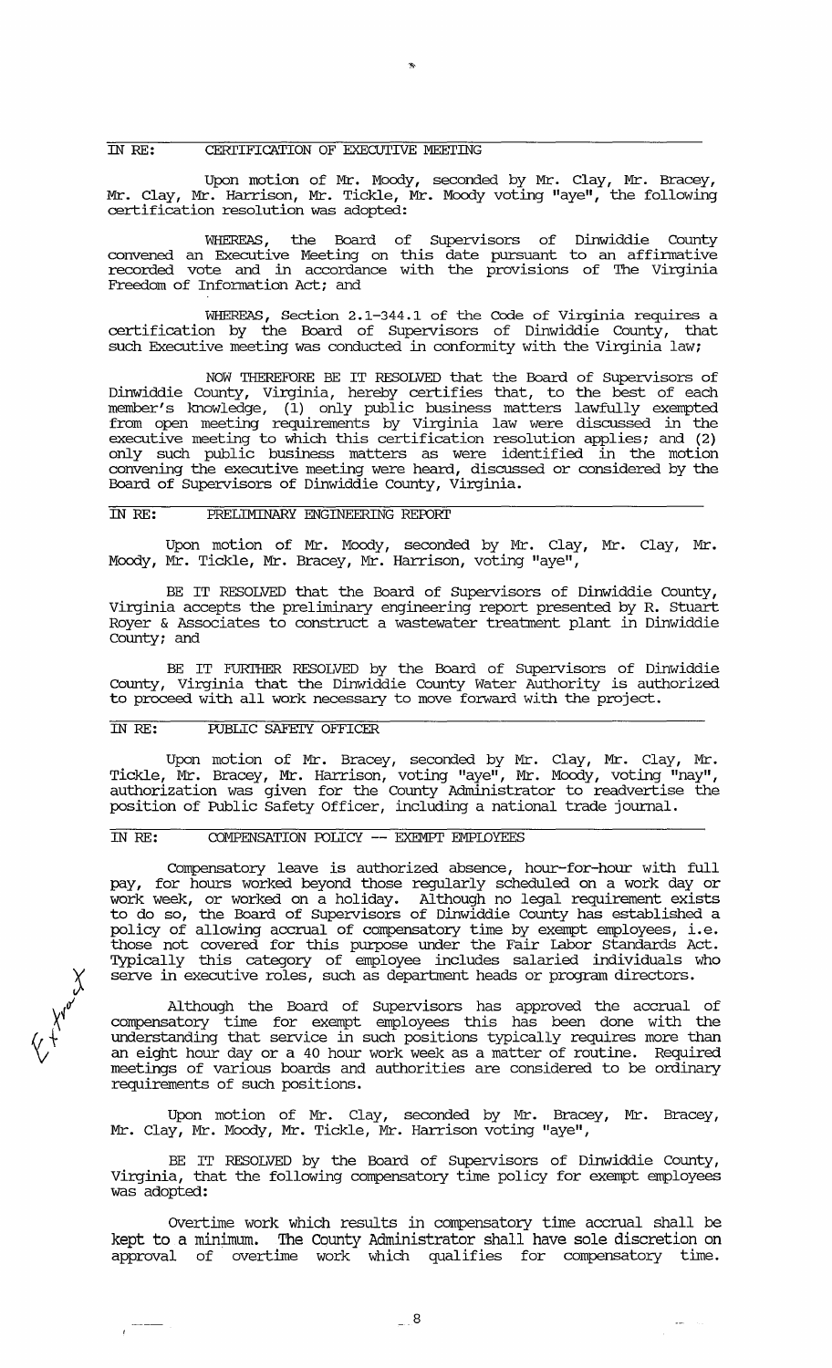## IN RE: CERTIFICATION OF EXECUTIVE MEETING

Upon motion of Mr. Moody, seconded by Mr. Clay, Mr. Bracey, Mr. Clay, Mr. Harrison, Mr. Tickle, Mr. Moody voting "aye", the following certification resolution was adopted:

WHEREAS, the Board of Supervisors of Dinwiddie County convened an Executive Meeting on this date pursuant to an affirmative recorded vote and in accordance with the provisions of The Virginia Freedom of Information Act; and

WHEREAS, Section 2.1-344.1 of the Code of Virginia requires a certification by the Board of Supervisors of Dinwiddie County, that such Executive meeting was conducted in conformity with the Virginia law;

NOW THEREFORE BE IT RESOLVED that the Board of Supervisors of Dinwiddie County, Virginia, hereby certifies that, to the best of each member's knowledge, (1) only public business matters lawfully exempted from open meeting requirements by Virginia law were discussed in the executive meeting to which this certification resolution applies; and (2) only such public business matters as were identified in the motion convening the executive meeting were heard, discussed or considered by the Board of Supervisors of Dinwiddie County, Virginia.

## IN RE: PRELIMINARY ENGINEERING REPORT

Upon motion of Mr. Moody, seconded by Mr. Clay, Mr. Clay, Mr. Moody, Mr. Tickle, Mr. Bracey, Mr. Harrison, voting "aye",

BE IT RESOLVED that the Board of Supervisors of Dinwiddie County, Virginia accepts the preliminary engineering report presented by R. Stuart Royer & Associates to construct a wastewater treatment plant in Dinwiddie County; and

BE IT FURTHER RESOLVED by the Board of Supervisors of Dinwiddie County, Virginia that the Dinwiddie County Water Authority is authorized to proceed with all work necessary to move forward with the project.

## IN RE: PUBLIC SAFETY OFFICER

Upon motion of Mr. Bracey, seconded by Mr. Clay, Mr. Clay, Mr. Tickle, Mr. Bracey, Mr. Harrison, voting "aye", Mr. Moody, voting "nay", authorization was given for the County Administrator to readvertise the position of Public Safety Officer, including a national trade journal.

## IN RE: COMPENSATION POLICY -- EXEMPT EMPLOYEES

Compensatory leave is authorized absence, hour-for-hour with full pay, for hours worked beyond those regularly scheduled on a work day or work week, or worked on a holiday. Although no legal requirement exists to do so, the Board of Supervisors of Dinwiddie County has established a policy of allowing accrual of compensatory time by exempt employees, i.e. those not covered for this purpose under the Fair Labor Standards Act. Typically this category of employee includes salaried individuals who serve in executive roles, such as department heads or program directors.

Although the Board of Supervisors has approved the accrual of compensatory time for exempt employees this has been done with the understanding that service in such positions typically requires more than an eight hour day or a 40 hour work week as a matter of routine. Required meetings of various boards and authorities are considered to be ordinary requirements of such positions.

Upon motion of Mr. Clay, seconded by Mr. Bracey, Mr. Bracey, Mr. Clay, Mr. Moody, Mr. Tickle, Mr. Harrison voting "aye",

BE IT RESOLVED by the Board of Supervisors of Dinwiddie County, Virginia, that the following compensatory time policy for exempt employees was adopted:

Overtime work which results in compensatory time accrual shall be kept to a minimum. The County Administrator shall have sole discretion on approval of overtime work which qualifies for compensatory time.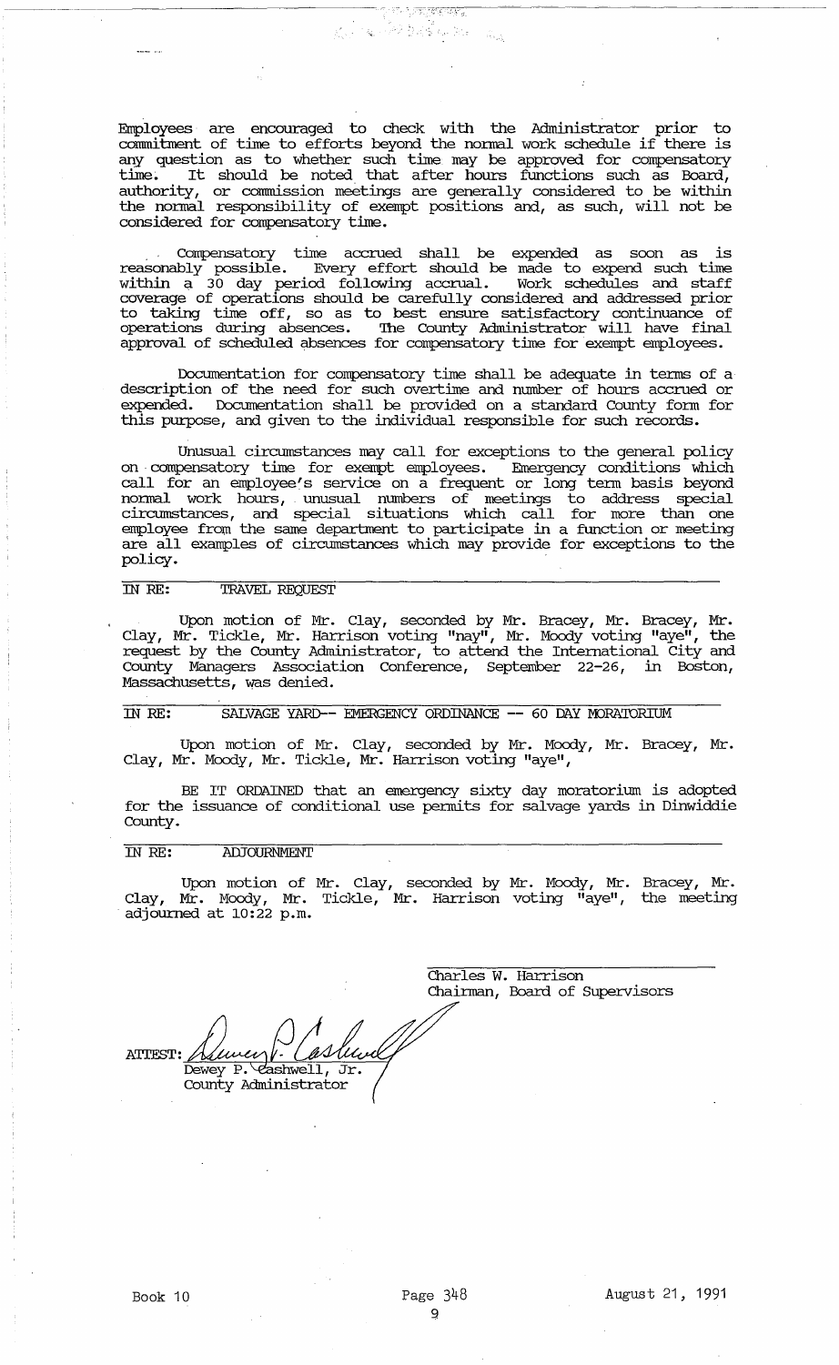Employees are encouraged to check with the Administrator prior to commitment of time to efforts beyond the normal work schedule if there is any question as to whether such time may be approved for compensatory time. It should be noted that after hours functions such as Board, authority, or commission meetings are generally considered to be within the normal responsibility of exempt positions and, as such, will not be considered for compensatory time.

Compensatory time accrued shall be expended as soon as is reasonably possible. Every effort should be made to expend such time within a 30 day period following accrual. Work schedules and staff coverage of operations should be carefully considered and addressed prior to taking time off, so as to best ensure satisfactory continuance of operations during absences. The County Administrator will have final approval of scheduled absences for compensatory time for exempt employees.

Documentation for compensatory time shall be adequate in terms of a description of the need for such overtime and number of hours accrued or expended. Documentation shall be provided on a standard County form for this purpose, and given to the individual responsible for such records.

Unusual circumstances may call for exceptions to the general policy on compensatory time for exempt employees. Emergency conditions which call for an employee's service on a frequent or long term basis beyond normal work hours, unusual numbers of meetings to address special circumstances, and special situations which call for more than one employee from the same department to participate in a function or meeting are all examples of circumstances which may provide for exceptions to the policy.

IN RE: TRAVEL REQUEST

Upon motion of Mr. Clay, seconded by Mr. Bracey, Mr. Bracey, Mr. Clay, Mr. Tickle, Mr. Harrison voting "nay", Mr. Moody voting "aye", the request by the County Administrator, to attend the International City and County Managers Association Conference, September 22-26, in Boston, Massachusetts, was denied.

IN RE: SALVAGE YARD-- EMERGENCY ORDINANCE -- 60 DAY MORATORIUM

Upon motion of Mr. Clay, seconded by Mr. Moody, Mr. Bracey, Mr. Clay, Mr. Moody, Mr. Tickle, Mr. Harrison voting "aye",

BE IT ORDAINED that an emergency sixty day moratorium is adopted for the issuance of conditional use permits for salvage yards in Dinwiddie County.

IN RE: ADJOURNMENT

Upon motion of Mr. Clay, seconded by Mr. Moody, Mr. Bracey, Mr. Clay, Mr. Moody, Mr. Tickle, Mr. Harrison voting "aye", the meeting adjourned at 10:22 p.m.

Charles W. Harrison
Chairman, Board of Supervisors

ATTEST: Dewey P. Cashwell, Jr.
County Administrator

Book 10 Page 348 August 21, 1991